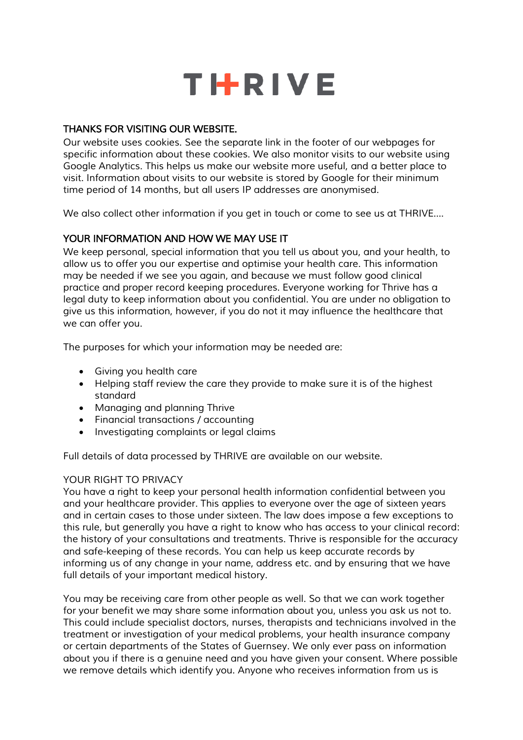# THRIVE

## THANKS FOR VISITING OUR WEBSITE.

Our website uses cookies. See the separate link in the footer of our webpages for specific information about these cookies. We also monitor visits to our website using Google Analytics. This helps us make our website more useful, and a better place to visit. Information about visits to our website is stored by Google for their minimum time period of 14 months, but all users IP addresses are anonymised.

We also collect other information if you get in touch or come to see us at THRIVE….

## YOUR INFORMATION AND HOW WE MAY USE IT

We keep personal, special information that you tell us about you, and your health, to allow us to offer you our expertise and optimise your health care. This information may be needed if we see you again, and because we must follow good clinical practice and proper record keeping procedures. Everyone working for Thrive has a legal duty to keep information about you confidential. You are under no obligation to give us this information, however, if you do not it may influence the healthcare that we can offer you.

The purposes for which your information may be needed are:

- Giving you health care
- Helping staff review the care they provide to make sure it is of the highest standard
- Managing and planning Thrive
- Financial transactions / accounting
- Investigating complaints or legal claims

Full details of data processed by THRIVE are available on our website.

YOUR RIGHT TO PRIVACY

You have a right to keep your personal health information confidential between you and your healthcare provider. This applies to everyone over the age of sixteen years and in certain cases to those under sixteen. The law does impose a few exceptions to this rule, but generally you have a right to know who has access to your clinical record: the history of your consultations and treatments. Thrive is responsible for the accuracy and safe-keeping of these records. You can help us keep accurate records by informing us of any change in your name, address etc. and by ensuring that we have full details of your important medical history.

You may be receiving care from other people as well. So that we can work together for your benefit we may share some information about you, unless you ask us not to. This could include specialist doctors, nurses, therapists and technicians involved in the treatment or investigation of your medical problems, your health insurance company or certain departments of the States of Guernsey. We only ever pass on information about you if there is a genuine need and you have given your consent. Where possible we remove details which identify you. Anyone who receives information from us is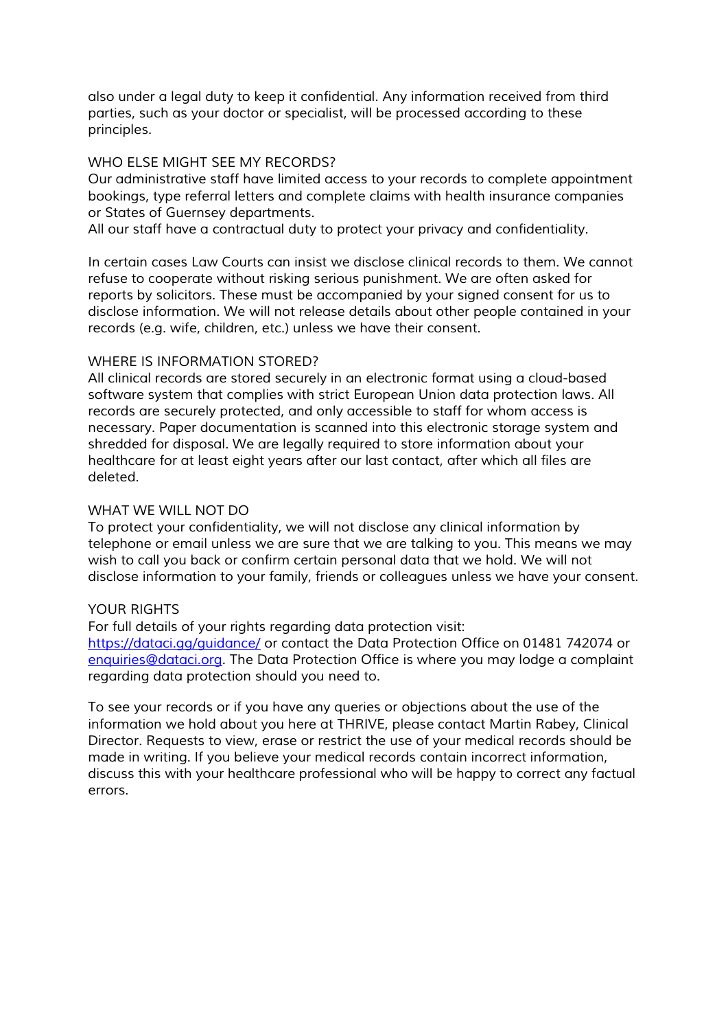also under a legal duty to keep it confidential. Any information received from third parties, such as your doctor or specialist, will be processed according to these principles.

## WHO ELSE MIGHT SEE MY RECORDS?

Our administrative staff have limited access to your records to complete appointment bookings, type referral letters and complete claims with health insurance companies or States of Guernsey departments.
All our staff have a contractual duty to protect your privacy and confidentiality.

In certain cases Law Courts can insist we disclose clinical records to them. We cannot refuse to cooperate without risking serious punishment. We are often asked for reports by solicitors. These must be accompanied by your signed consent for us to disclose information. We will not release details about other people contained in your records (e.g. wife, children, etc.) unless we have their consent.

## WHERE IS INFORMATION STORED?

All clinical records are stored securely in an electronic format using a cloud-based software system that complies with strict European Union data protection laws. All records are securely protected, and only accessible to staff for whom access is necessary. Paper documentation is scanned into this electronic storage system and shredded for disposal. We are legally required to store information about your healthcare for at least eight years after our last contact, after which all files are deleted.

## WHAT WE WILL NOT DO

To protect your confidentiality, we will not disclose any clinical information by telephone or email unless we are sure that we are talking to you. This means we may wish to call you back or confirm certain personal data that we hold. We will not disclose information to your family, friends or colleagues unless we have your consent.

## YOUR RIGHTS

For full details of your rights regarding data protection visit: [https://dataci.gg/guidance/](https://dataci.gg/guidance/) or contact the Data Protection Office on 01481 742074 or [enquiries@dataci.org](mailto:enquiries@dataci.org). The Data Protection Office is where you may lodge a complaint regarding data protection should you need to.

To see your records or if you have any queries or objections about the use of the information we hold about you here at THRIVE, please contact Martin Rabey, Clinical Director. Requests to view, erase or restrict the use of your medical records should be made in writing. If you believe your medical records contain incorrect information, discuss this with your healthcare professional who will be happy to correct any factual errors.